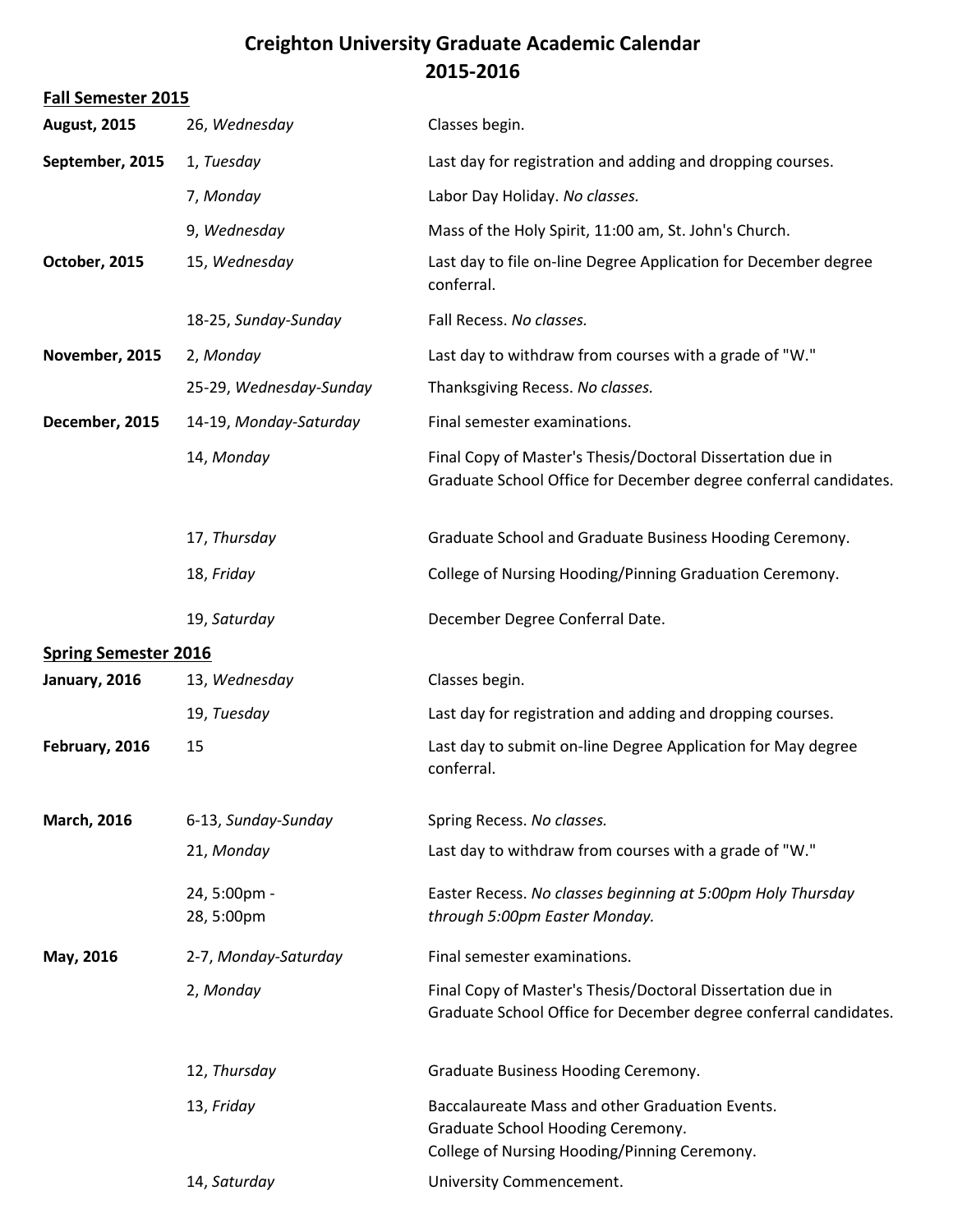# Creighton University Graduate Academic Calendar
# 2015-2016

## Fall Semester 2015

| | | |
|---|---|---|
| **August, 2015** | 26, *Wednesday* | Classes begin. |
| **September, 2015** | 1, *Tuesday* | Last day for registration and adding and dropping courses. |
| | 7, *Monday* | Labor Day Holiday. *No classes.* |
| | 9, *Wednesday* | Mass of the Holy Spirit, 11:00 am, St. John's Church. |
| **October, 2015** | 15, *Wednesday* | Last day to file on-line Degree Application for December degree conferral. |
| | 18-25, *Sunday-Sunday* | Fall Recess. *No classes.* |
| **November, 2015** | 2, *Monday* | Last day to withdraw from courses with a grade of "W." |
| | 25-29, *Wednesday-Sunday* | Thanksgiving Recess. *No classes.* |
| **December, 2015** | 14-19, *Monday-Saturday* | Final semester examinations. |
| | 14, *Monday* | Final Copy of Master's Thesis/Doctoral Dissertation due in Graduate School Office for December degree conferral candidates. |
| | 17, *Thursday* | Graduate School and Graduate Business Hooding Ceremony. |
| | 18, *Friday* | College of Nursing Hooding/Pinning Graduation Ceremony. |
| | 19, *Saturday* | December Degree Conferral Date. |

## Spring Semester 2016

| | | |
|---|---|---|
| **January, 2016** | 13, *Wednesday* | Classes begin. |
| | 19, *Tuesday* | Last day for registration and adding and dropping courses. |
| **February, 2016** | 15 | Last day to submit on-line Degree Application for May degree conferral. |
| **March, 2016** | 6-13, *Sunday-Sunday* | Spring Recess. *No classes.* |
| | 21, *Monday* | Last day to withdraw from courses with a grade of "W." |
| | 24, 5:00pm - 28, 5:00pm | Easter Recess. *No classes beginning at 5:00pm Holy Thursday through 5:00pm Easter Monday.* |
| **May, 2016** | 2-7, *Monday-Saturday* | Final semester examinations. |
| | 2, *Monday* | Final Copy of Master's Thesis/Doctoral Dissertation due in Graduate School Office for December degree conferral candidates. |
| | 12, *Thursday* | Graduate Business Hooding Ceremony. |
| | 13, *Friday* | Baccalaureate Mass and other Graduation Events. Graduate School Hooding Ceremony. College of Nursing Hooding/Pinning Ceremony. |
| | 14, *Saturday* | University Commencement. |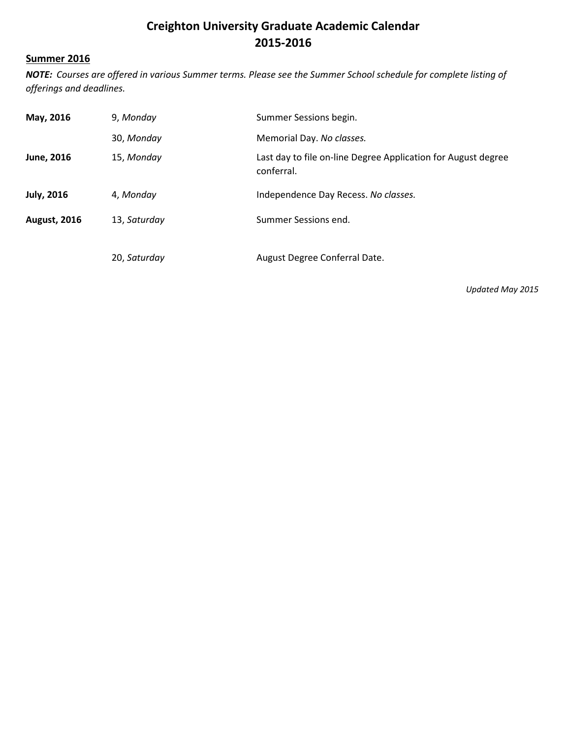# Creighton University Graduate Academic Calendar
# 2015-2016

## Summer 2016

***NOTE:** Courses are offered in various Summer terms. Please see the Summer School schedule for complete listing of offerings and deadlines.*

| | | |
|---|---|---|
| **May, 2016** | 9, *Monday* | Summer Sessions begin. |
| | 30, *Monday* | Memorial Day. *No classes.* |
| **June, 2016** | 15, *Monday* | Last day to file on-line Degree Application for August degree conferral. |
| **July, 2016** | 4, *Monday* | Independence Day Recess. *No classes.* |
| **August, 2016** | 13, *Saturday* | Summer Sessions end. |
| | 20, *Saturday* | August Degree Conferral Date. |

*Updated May 2015*